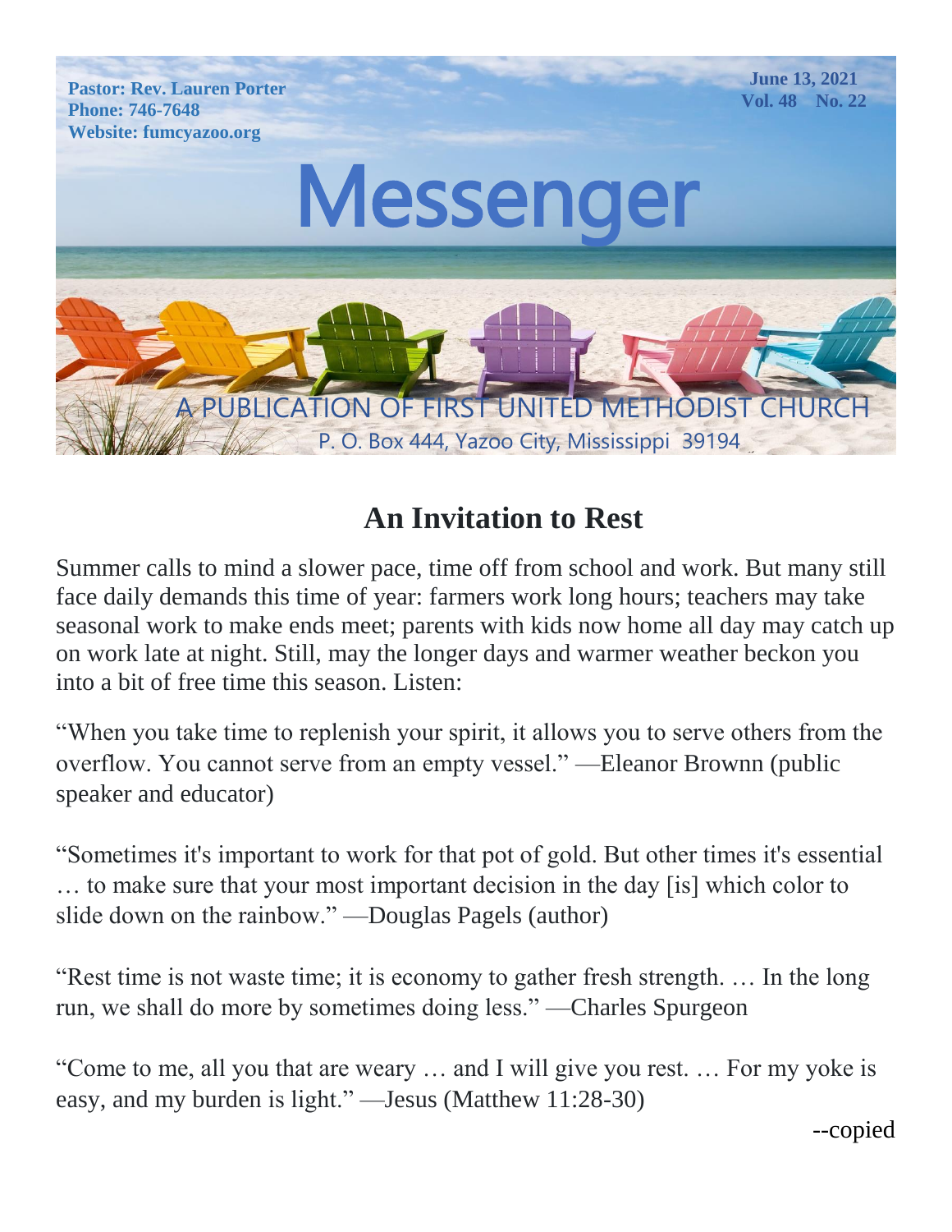Pastor: Rev. Lauren Porter
Phone: 746-7648
Website: fumcyazoo.org

June 13, 2021
Vol. 48 No. 22

# Messenger

A PUBLICATION OF FIRST UNITED METHODIST CHURCH
P. O. Box 444, Yazoo City, Mississippi 39194

## An Invitation to Rest

Summer calls to mind a slower pace, time off from school and work. But many still face daily demands this time of year: farmers work long hours; teachers may take seasonal work to make ends meet; parents with kids now home all day may catch up on work late at night. Still, may the longer days and warmer weather beckon you into a bit of free time this season. Listen:

"When you take time to replenish your spirit, it allows you to serve others from the overflow. You cannot serve from an empty vessel." —Eleanor Brownn (public speaker and educator)

"Sometimes it's important to work for that pot of gold. But other times it's essential … to make sure that your most important decision in the day [is] which color to slide down on the rainbow." —Douglas Pagels (author)

"Rest time is not waste time; it is economy to gather fresh strength. … In the long run, we shall do more by sometimes doing less." —Charles Spurgeon

"Come to me, all you that are weary … and I will give you rest. … For my yoke is easy, and my burden is light." —Jesus (Matthew 11:28-30)

--copied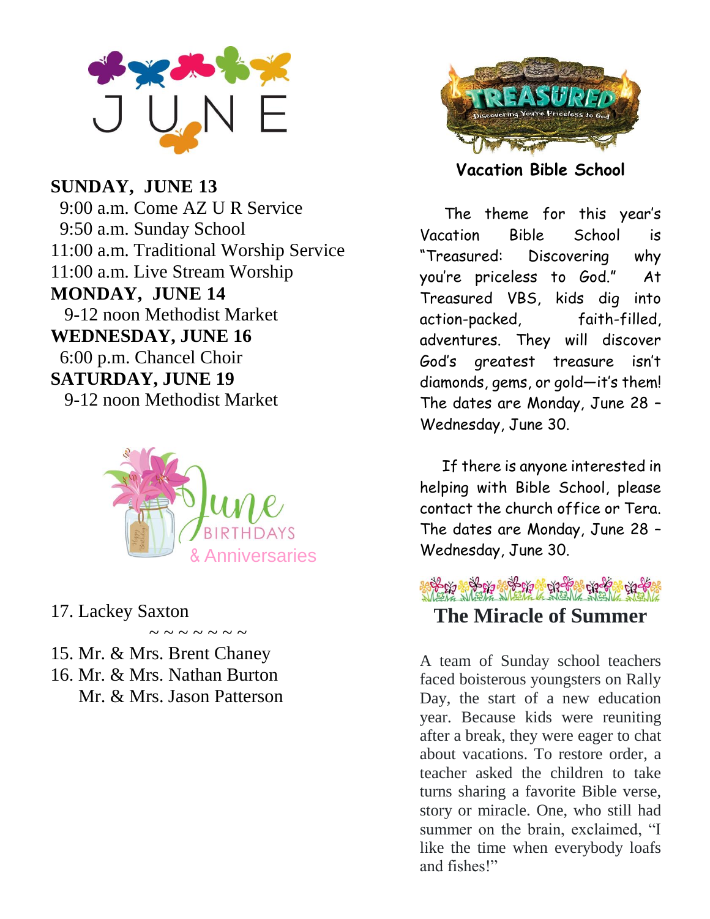# JUNE

**SUNDAY, JUNE 13**
9:00 a.m. Come AZ U R Service
9:50 a.m. Sunday School
11:00 a.m. Traditional Worship Service
11:00 a.m. Live Stream Worship

**MONDAY, JUNE 14**
9-12 noon Methodist Market

**WEDNESDAY, JUNE 16**
6:00 p.m. Chancel Choir

**SATURDAY, JUNE 19**
9-12 noon Methodist Market

## June BIRTHDAYS & Anniversaries

17. Lackey Saxton

~ ~ ~ ~ ~ ~ ~ ~

15. Mr. & Mrs. Brent Chaney
16. Mr. & Mrs. Nathan Burton
    Mr. & Mrs. Jason Patterson

## TREASURED – Discovering You're Priceless to God

### Vacation Bible School

The theme for this year's Vacation Bible School is "Treasured: Discovering why you're priceless to God." At Treasured VBS, kids dig into action-packed, faith-filled, adventures. They will discover God's greatest treasure isn't diamonds, gems, or gold—it's them! The dates are Monday, June 28 – Wednesday, June 30.

If there is anyone interested in helping with Bible School, please contact the church office or Tera. The dates are Monday, June 28 – Wednesday, June 30.

## The Miracle of Summer

A team of Sunday school teachers faced boisterous youngsters on Rally Day, the start of a new education year. Because kids were reuniting after a break, they were eager to chat about vacations. To restore order, a teacher asked the children to take turns sharing a favorite Bible verse, story or miracle. One, who still had summer on the brain, exclaimed, "I like the time when everybody loafs and fishes!"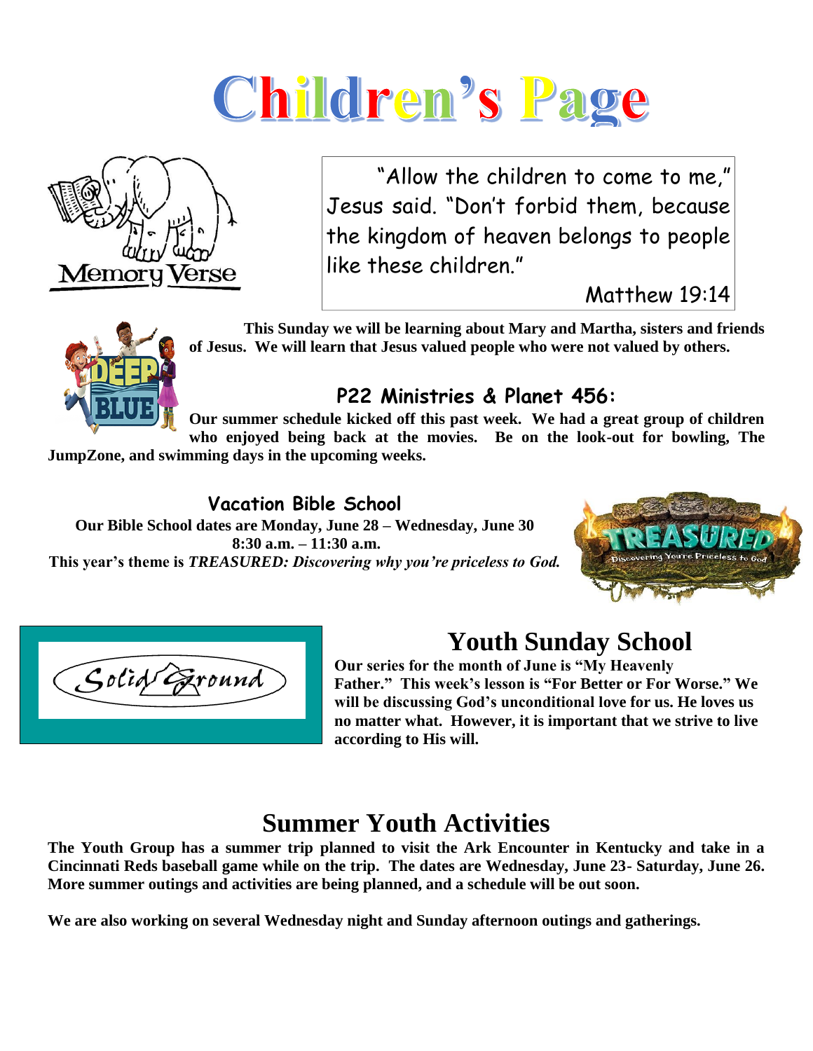# Children's Page

Memory Verse

"Allow the children to come to me," Jesus said. "Don't forbid them, because the kingdom of heaven belongs to people like these children."

Matthew 19:14

**This Sunday we will be learning about Mary and Martha, sisters and friends of Jesus. We will learn that Jesus valued people who were not valued by others.**

## P22 Ministries & Planet 456:

**Our summer schedule kicked off this past week. We had a great group of children who enjoyed being back at the movies. Be on the look-out for bowling, The JumpZone, and swimming days in the upcoming weeks.**

## Vacation Bible School

**Our Bible School dates are Monday, June 28 – Wednesday, June 30**
**8:30 a.m. – 11:30 a.m.**
**This year's theme is *TREASURED: Discovering why you're priceless to God.***

## Youth Sunday School

**Our series for the month of June is "My Heavenly Father." This week's lesson is "For Better or For Worse." We will be discussing God's unconditional love for us. He loves us no matter what. However, it is important that we strive to live according to His will.**

## Summer Youth Activities

**The Youth Group has a summer trip planned to visit the Ark Encounter in Kentucky and take in a Cincinnati Reds baseball game while on the trip. The dates are Wednesday, June 23- Saturday, June 26. More summer outings and activities are being planned, and a schedule will be out soon.**

**We are also working on several Wednesday night and Sunday afternoon outings and gatherings.**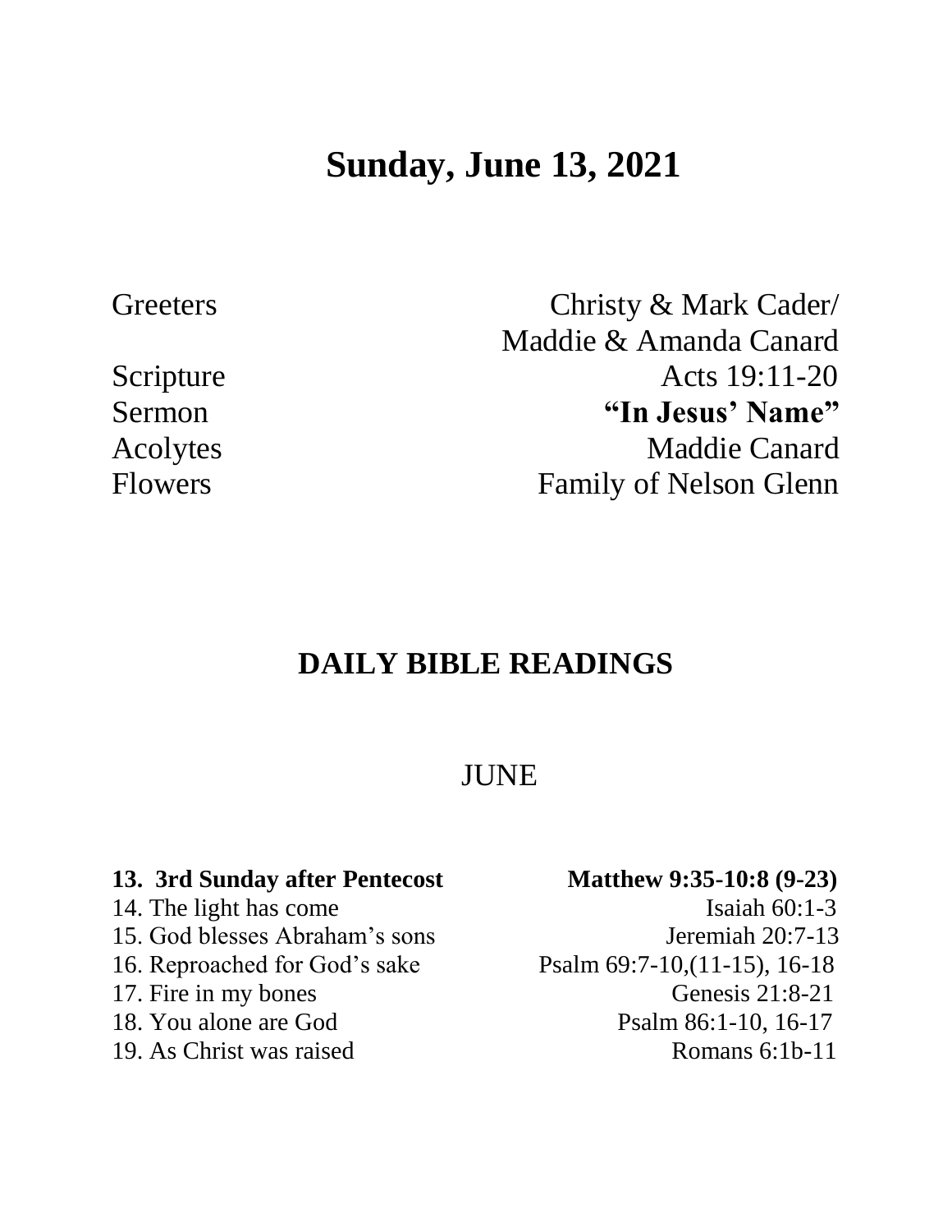# Sunday, June 13, 2021

| | |
|---|---|
| Greeters | Christy & Mark Cader/ Maddie & Amanda Canard |
| Scripture | Acts 19:11-20 |
| Sermon | **"In Jesus' Name"** |
| Acolytes | Maddie Canard |
| Flowers | Family of Nelson Glenn |

## DAILY BIBLE READINGS

### JUNE

| | |
|---|---|
| **13. 3rd Sunday after Pentecost** | **Matthew 9:35-10:8 (9-23)** |
| 14. The light has come | Isaiah 60:1-3 |
| 15. God blesses Abraham's sons | Jeremiah 20:7-13 |
| 16. Reproached for God's sake | Psalm 69:7-10,(11-15), 16-18 |
| 17. Fire in my bones | Genesis 21:8-21 |
| 18. You alone are God | Psalm 86:1-10, 16-17 |
| 19. As Christ was raised | Romans 6:1b-11 |